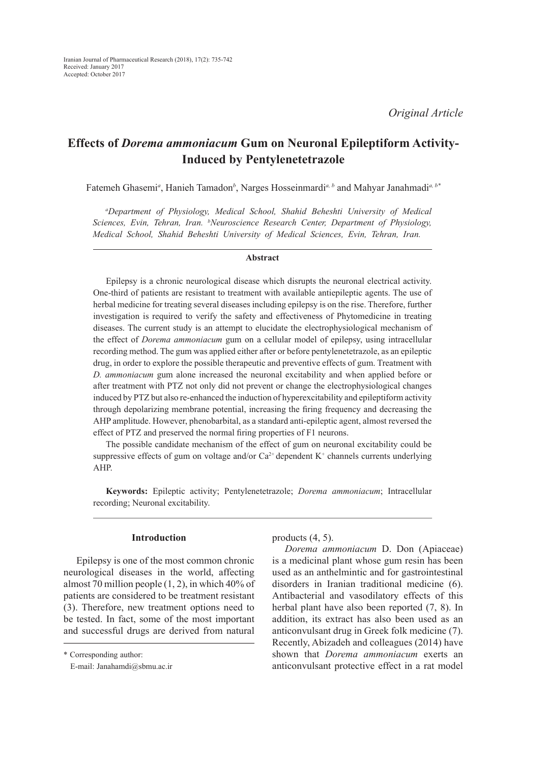Iranian Journal of Pharmaceutical Research (2018), 17(2): 735-742
Received: January 2017
Accepted: October 2017

*Original Article*

# Effects of *Dorema ammoniacum* Gum on Neuronal Epileptiform Activity-Induced by Pentylenetetrazole

Fatemeh Ghasemi[a], Hanieh Tamadon[b], Narges Hosseinmardi[a, b] and Mahyar Janahmadi[a, b*]

*[a]Department of Physiology, Medical School, Shahid Beheshti University of Medical Sciences, Evin, Tehran, Iran. [b]Neuroscience Research Center, Department of Physiology, Medical School, Shahid Beheshti University of Medical Sciences, Evin, Tehran, Iran.*

## Abstract

Epilepsy is a chronic neurological disease which disrupts the neuronal electrical activity. One-third of patients are resistant to treatment with available antiepileptic agents. The use of herbal medicine for treating several diseases including epilepsy is on the rise. Therefore, further investigation is required to verify the safety and effectiveness of Phytomedicine in treating diseases. The current study is an attempt to elucidate the electrophysiological mechanism of the effect of *Dorema ammoniacum* gum on a cellular model of epilepsy, using intracellular recording method. The gum was applied either after or before pentylenetetrazole, as an epileptic drug, in order to explore the possible therapeutic and preventive effects of gum. Treatment with *D. ammoniacum* gum alone increased the neuronal excitability and when applied before or after treatment with PTZ not only did not prevent or change the electrophysiological changes induced by PTZ but also re-enhanced the induction of hyperexcitability and epileptiform activity through depolarizing membrane potential, increasing the firing frequency and decreasing the AHP amplitude. However, phenobarbital, as a standard anti-epileptic agent, almost reversed the effect of PTZ and preserved the normal firing properties of F1 neurons.

The possible candidate mechanism of the effect of gum on neuronal excitability could be suppressive effects of gum on voltage and/or $Ca^{2+}$ dependent $K^{+}$ channels currents underlying AHP.

**Keywords:** Epileptic activity; Pentylenetetrazole; *Dorema ammoniacum*; Intracellular recording; Neuronal excitability.

## Introduction

Epilepsy is one of the most common chronic neurological diseases in the world, affecting almost 70 million people (1, 2), in which 40% of patients are considered to be treatment resistant (3). Therefore, new treatment options need to be tested. In fact, some of the most important and successful drugs are derived from natural products (4, 5).

*Dorema ammoniacum* D. Don (Apiaceae) is a medicinal plant whose gum resin has been used as an anthelmintic and for gastrointestinal disorders in Iranian traditional medicine (6). Antibacterial and vasodilatory effects of this herbal plant have also been reported (7, 8). In addition, its extract has also been used as an anticonvulsant drug in Greek folk medicine (7). Recently, Abizadeh and colleagues (2014) have shown that *Dorema ammoniacum* exerts an anticonvulsant protective effect in a rat model

\* Corresponding author:
E-mail: Janahamdi@sbmu.ac.ir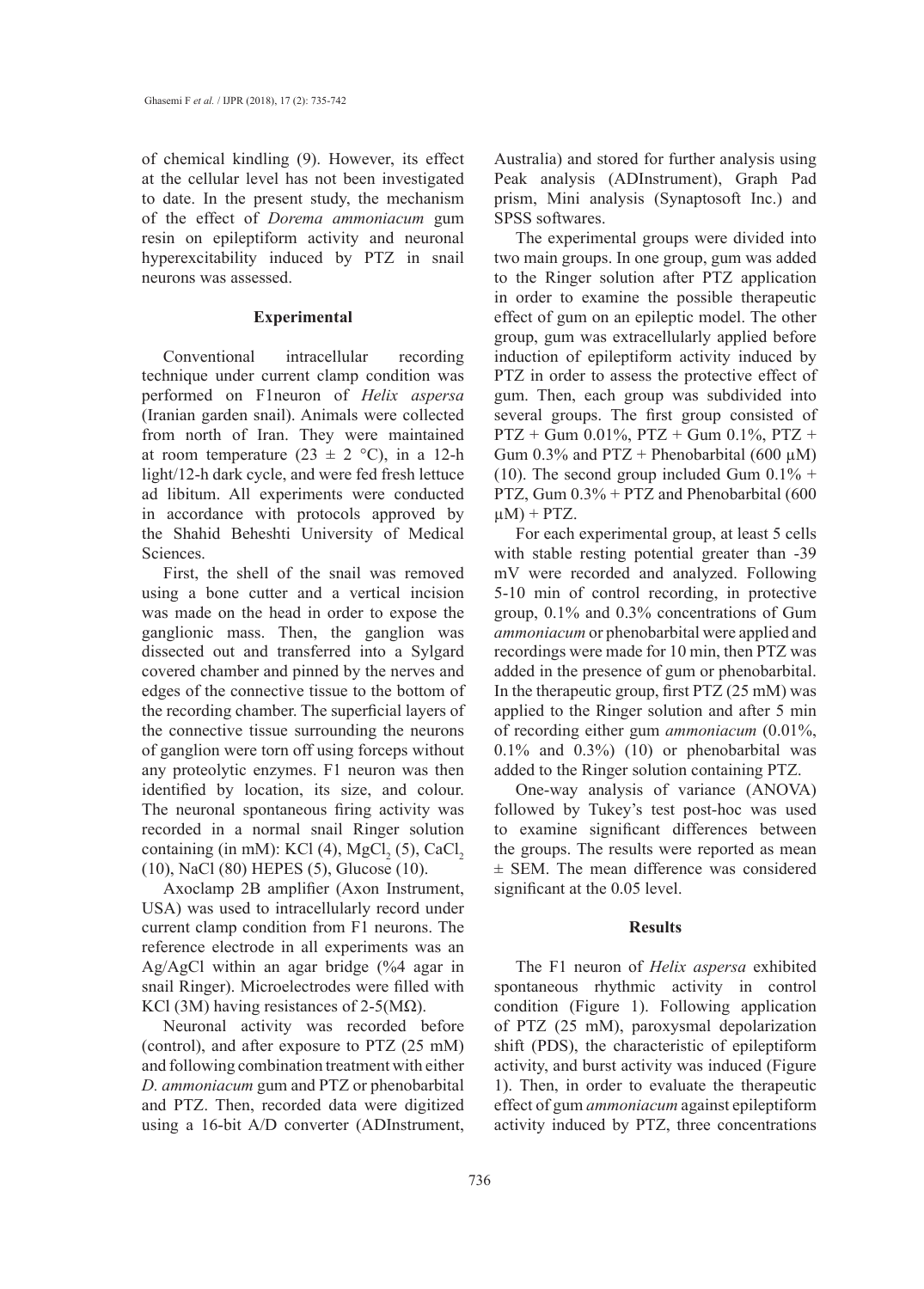of chemical kindling (9). However, its effect at the cellular level has not been investigated to date. In the present study, the mechanism of the effect of *Dorema ammoniacum* gum resin on epileptiform activity and neuronal hyperexcitability induced by PTZ in snail neurons was assessed.

## Experimental

Conventional intracellular recording technique under current clamp condition was performed on F1neuron of *Helix aspersa* (Iranian garden snail). Animals were collected from north of Iran. They were maintained at room temperature (23 ± 2 °C), in a 12-h light/12-h dark cycle, and were fed fresh lettuce ad libitum. All experiments were conducted in accordance with protocols approved by the Shahid Beheshti University of Medical Sciences.

First, the shell of the snail was removed using a bone cutter and a vertical incision was made on the head in order to expose the ganglionic mass. Then, the ganglion was dissected out and transferred into a Sylgard covered chamber and pinned by the nerves and edges of the connective tissue to the bottom of the recording chamber. The superficial layers of the connective tissue surrounding the neurons of ganglion were torn off using forceps without any proteolytic enzymes. F1 neuron was then identified by location, its size, and colour. The neuronal spontaneous firing activity was recorded in a normal snail Ringer solution containing (in mM): KCl (4), $MgCl_2$ (5), $CaCl_2$ (10), NaCl (80) HEPES (5), Glucose (10).

Axoclamp 2B amplifier (Axon Instrument, USA) was used to intracellularly record under current clamp condition from F1 neurons. The reference electrode in all experiments was an Ag/AgCl within an agar bridge (%4 agar in snail Ringer). Microelectrodes were filled with KCl (3M) having resistances of 2-5(MΩ).

Neuronal activity was recorded before (control), and after exposure to PTZ (25 mM) and following combination treatment with either *D. ammoniacum* gum and PTZ or phenobarbital and PTZ. Then, recorded data were digitized using a 16-bit A/D converter (ADInstrument, Australia) and stored for further analysis using Peak analysis (ADInstrument), Graph Pad prism, Mini analysis (Synaptosoft Inc.) and SPSS softwares.

The experimental groups were divided into two main groups. In one group, gum was added to the Ringer solution after PTZ application in order to examine the possible therapeutic effect of gum on an epileptic model. The other group, gum was extracellularly applied before induction of epileptiform activity induced by PTZ in order to assess the protective effect of gum. Then, each group was subdivided into several groups. The first group consisted of PTZ + Gum 0.01%, PTZ + Gum 0.1%, PTZ + Gum 0.3% and PTZ + Phenobarbital (600 μM) (10). The second group included Gum 0.1% + PTZ, Gum 0.3% + PTZ and Phenobarbital (600 μM) + PTZ.

For each experimental group, at least 5 cells with stable resting potential greater than -39 mV were recorded and analyzed. Following 5-10 min of control recording, in protective group, 0.1% and 0.3% concentrations of Gum *ammoniacum* or phenobarbital were applied and recordings were made for 10 min, then PTZ was added in the presence of gum or phenobarbital. In the therapeutic group, first PTZ (25 mM) was applied to the Ringer solution and after 5 min of recording either gum *ammoniacum* (0.01%, 0.1% and 0.3%) (10) or phenobarbital was added to the Ringer solution containing PTZ.

One-way analysis of variance (ANOVA) followed by Tukey's test post-hoc was used to examine significant differences between the groups. The results were reported as mean ± SEM. The mean difference was considered significant at the 0.05 level.

## Results

The F1 neuron of *Helix aspersa* exhibited spontaneous rhythmic activity in control condition (Figure 1). Following application of PTZ (25 mM), paroxysmal depolarization shift (PDS), the characteristic of epileptiform activity, and burst activity was induced (Figure 1). Then, in order to evaluate the therapeutic effect of gum *ammoniacum* against epileptiform activity induced by PTZ, three concentrations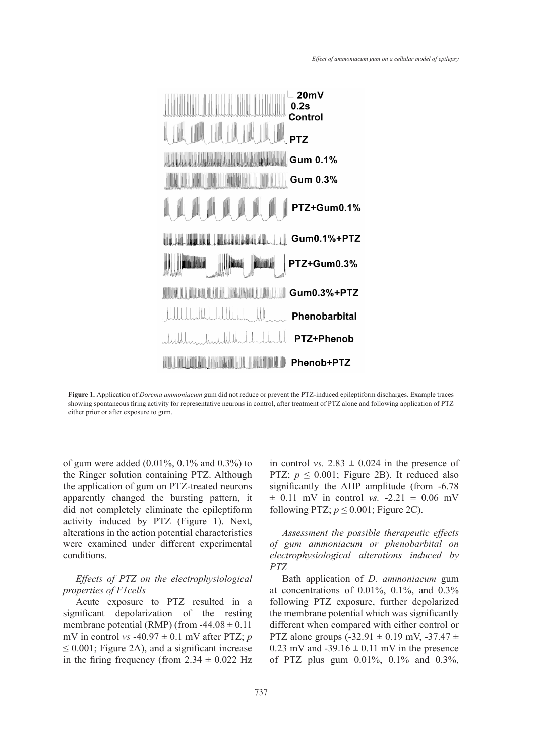**Figure 1.** Application of *Dorema ammoniacum* gum did not reduce or prevent the PTZ-induced epileptiform discharges. Example traces showing spontaneous firing activity for representative neurons in control, after treatment of PTZ alone and following application of PTZ either prior or after exposure to gum.

of gum were added (0.01%, 0.1% and 0.3%) to the Ringer solution containing PTZ. Although the application of gum on PTZ-treated neurons apparently changed the bursting pattern, it did not completely eliminate the epileptiform activity induced by PTZ (Figure 1). Next, alterations in the action potential characteristics were examined under different experimental conditions.

*Effects of PTZ on the electrophysiological properties of F1cells*

Acute exposure to PTZ resulted in a significant depolarization of the resting membrane potential (RMP) (from -44.08 ± 0.11 mV in control *vs* -40.97 ± 0.1 mV after PTZ; $p \leq 0.001$; Figure 2A), and a significant increase in the firing frequency (from 2.34 ± 0.022 Hz in control *vs.* 2.83 ± 0.024 in the presence of PTZ; $p \leq 0.001$; Figure 2B). It reduced also significantly the AHP amplitude (from -6.78 ± 0.11 mV in control *vs.* -2.21 ± 0.06 mV following PTZ; $p \leq 0.001$; Figure 2C).

*Assessment the possible therapeutic effects of gum ammoniacum or phenobarbital on electrophysiological alterations induced by PTZ*

Bath application of *D. ammoniacum* gum at concentrations of 0.01%, 0.1%, and 0.3% following PTZ exposure, further depolarized the membrane potential which was significantly different when compared with either control or PTZ alone groups (-32.91 ± 0.19 mV, -37.47 ± 0.23 mV and -39.16 ± 0.11 mV in the presence of PTZ plus gum 0.01%, 0.1% and 0.3%,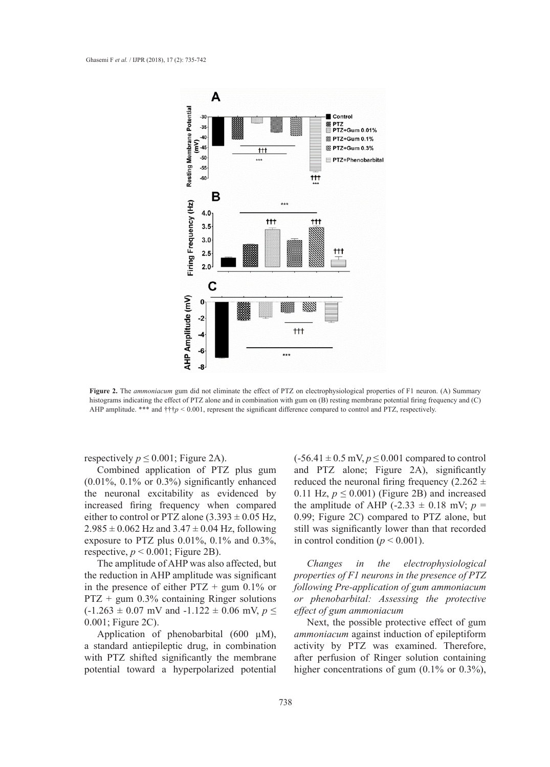**Figure 2.** The *ammoniacum* gum did not eliminate the effect of PTZ on electrophysiological properties of F1 neuron. (A) Summary histograms indicating the effect of PTZ alone and in combination with gum on (B) resting membrane potential firing frequency and (C) AHP amplitude. *** and †††$p < 0.001$, represent the significant difference compared to control and PTZ, respectively.

respectively $p \leq 0.001$; Figure 2A).

Combined application of PTZ plus gum (0.01%, 0.1% or 0.3%) significantly enhanced the neuronal excitability as evidenced by increased firing frequency when compared either to control or PTZ alone ($3.393 \pm 0.05$ Hz, $2.985 \pm 0.062$ Hz and $3.47 \pm 0.04$ Hz, following exposure to PTZ plus 0.01%, 0.1% and 0.3%, respective, $p < 0.001$; Figure 2B).

The amplitude of AHP was also affected, but the reduction in AHP amplitude was significant in the presence of either PTZ + gum 0.1% or PTZ + gum 0.3% containing Ringer solutions ($-1.263 \pm 0.07$ mV and $-1.122 \pm 0.06$ mV, $p \leq 0.001$; Figure 2C).

Application of phenobarbital (600 μM), a standard antiepileptic drug, in combination with PTZ shifted significantly the membrane potential toward a hyperpolarized potential ($-56.41 \pm 0.5$ mV, $p \leq 0.001$ compared to control and PTZ alone; Figure 2A), significantly reduced the neuronal firing frequency ($2.262 \pm 0.11$ Hz, $p \leq 0.001$) (Figure 2B) and increased the amplitude of AHP ($-2.33 \pm 0.18$ mV; $p = 0.99$; Figure 2C) compared to PTZ alone, but still was significantly lower than that recorded in control condition ($p < 0.001$).

*Changes in the electrophysiological properties of F1 neurons in the presence of PTZ following Pre-application of gum ammoniacum or phenobarbital: Assessing the protective effect of gum ammoniacum*

Next, the possible protective effect of gum *ammoniacum* against induction of epileptiform activity by PTZ was examined. Therefore, after perfusion of Ringer solution containing higher concentrations of gum (0.1% or 0.3%),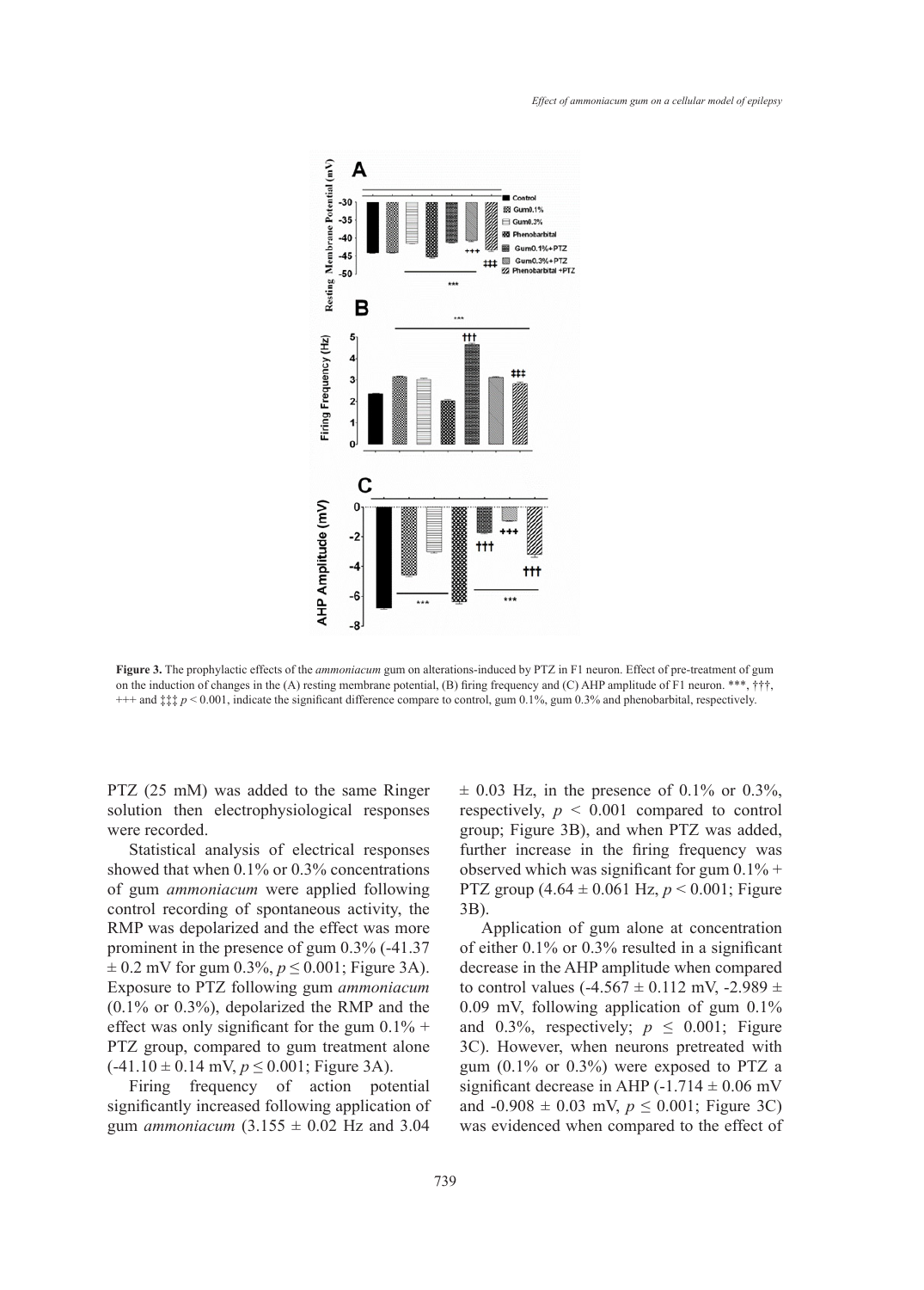**Figure 3.** The prophylactic effects of the *ammoniacum* gum on alterations-induced by PTZ in F1 neuron. Effect of pre-treatment of gum on the induction of changes in the (A) resting membrane potential, (B) firing frequency and (C) AHP amplitude of F1 neuron. ***, †††, +++ and ‡‡‡ $p < 0.001$, indicate the significant difference compare to control, gum 0.1%, gum 0.3% and phenobarbital, respectively.

PTZ (25 mM) was added to the same Ringer solution then electrophysiological responses were recorded.

Statistical analysis of electrical responses showed that when 0.1% or 0.3% concentrations of gum *ammoniacum* were applied following control recording of spontaneous activity, the RMP was depolarized and the effect was more prominent in the presence of gum 0.3% (-41.37 ± 0.2 mV for gum 0.3%, $p \leq 0.001$; Figure 3A). Exposure to PTZ following gum *ammoniacum* (0.1% or 0.3%), depolarized the RMP and the effect was only significant for the gum 0.1% + PTZ group, compared to gum treatment alone (-41.10 ± 0.14 mV, $p \leq 0.001$; Figure 3A).

Firing frequency of action potential significantly increased following application of gum *ammoniacum* (3.155 ± 0.02 Hz and 3.04 ± 0.03 Hz, in the presence of 0.1% or 0.3%, respectively, $p < 0.001$ compared to control group; Figure 3B), and when PTZ was added, further increase in the firing frequency was observed which was significant for gum 0.1% + PTZ group (4.64 ± 0.061 Hz, $p < 0.001$; Figure 3B).

Application of gum alone at concentration of either 0.1% or 0.3% resulted in a significant decrease in the AHP amplitude when compared to control values (-4.567 ± 0.112 mV, -2.989 ± 0.09 mV, following application of gum 0.1% and 0.3%, respectively; $p \leq 0.001$; Figure 3C). However, when neurons pretreated with gum (0.1% or 0.3%) were exposed to PTZ a significant decrease in AHP (-1.714 ± 0.06 mV and -0.908 ± 0.03 mV, $p \leq 0.001$; Figure 3C) was evidenced when compared to the effect of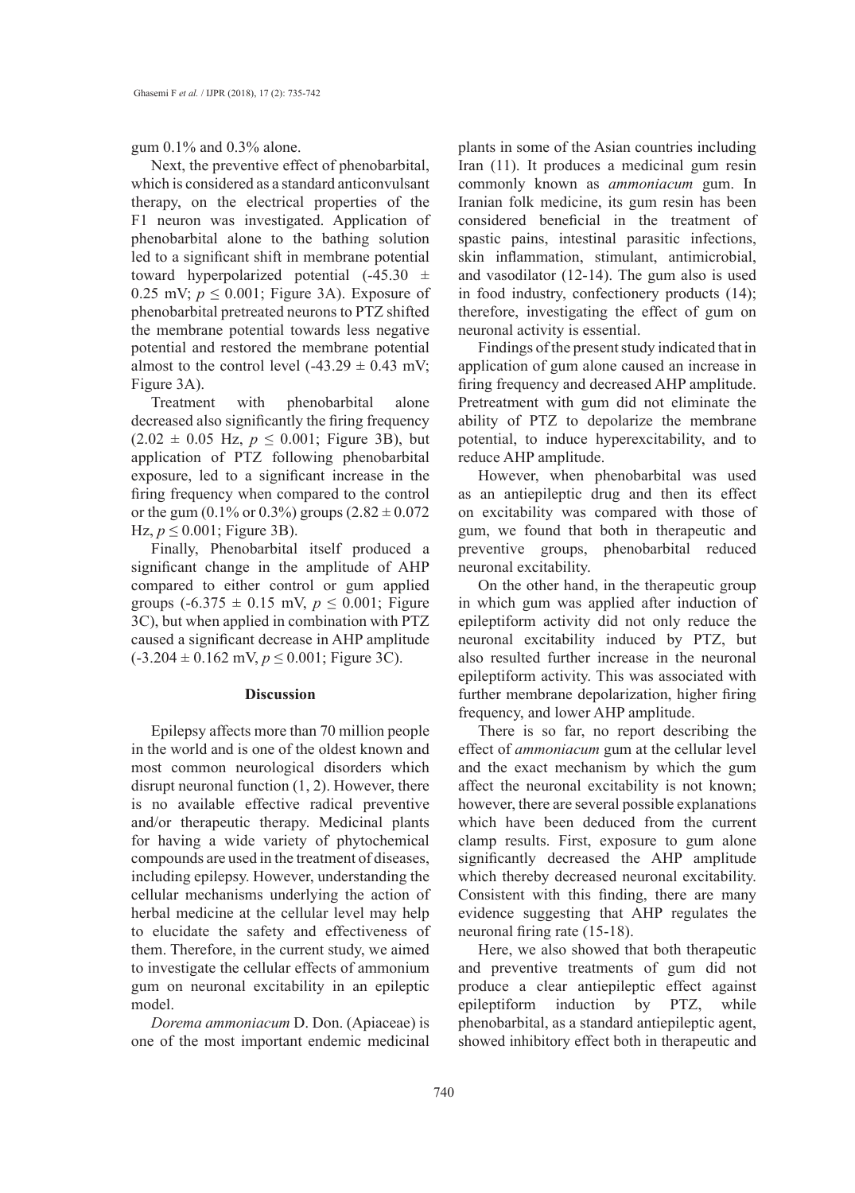gum 0.1% and 0.3% alone.

Next, the preventive effect of phenobarbital, which is considered as a standard anticonvulsant therapy, on the electrical properties of the F1 neuron was investigated. Application of phenobarbital alone to the bathing solution led to a significant shift in membrane potential toward hyperpolarized potential ($-45.30 \pm 0.25$ mV; $p \leq 0.001$; Figure 3A). Exposure of phenobarbital pretreated neurons to PTZ shifted the membrane potential towards less negative potential and restored the membrane potential almost to the control level ($-43.29 \pm 0.43$ mV; Figure 3A).

Treatment with phenobarbital alone decreased also significantly the firing frequency ($2.02 \pm 0.05$ Hz, $p \leq 0.001$; Figure 3B), but application of PTZ following phenobarbital exposure, led to a significant increase in the firing frequency when compared to the control or the gum (0.1% or 0.3%) groups ($2.82 \pm 0.072$ Hz, $p \leq 0.001$; Figure 3B).

Finally, Phenobarbital itself produced a significant change in the amplitude of AHP compared to either control or gum applied groups ($-6.375 \pm 0.15$ mV, $p \leq 0.001$; Figure 3C), but when applied in combination with PTZ caused a significant decrease in AHP amplitude ($-3.204 \pm 0.162$ mV, $p \leq 0.001$; Figure 3C).

## Discussion

Epilepsy affects more than 70 million people in the world and is one of the oldest known and most common neurological disorders which disrupt neuronal function (1, 2). However, there is no available effective radical preventive and/or therapeutic therapy. Medicinal plants for having a wide variety of phytochemical compounds are used in the treatment of diseases, including epilepsy. However, understanding the cellular mechanisms underlying the action of herbal medicine at the cellular level may help to elucidate the safety and effectiveness of them. Therefore, in the current study, we aimed to investigate the cellular effects of ammonium gum on neuronal excitability in an epileptic model.

*Dorema ammoniacum* D. Don. (Apiaceae) is one of the most important endemic medicinal plants in some of the Asian countries including Iran (11). It produces a medicinal gum resin commonly known as *ammoniacum* gum. In Iranian folk medicine, its gum resin has been considered beneficial in the treatment of spastic pains, intestinal parasitic infections, skin inflammation, stimulant, antimicrobial, and vasodilator (12-14). The gum also is used in food industry, confectionery products (14); therefore, investigating the effect of gum on neuronal activity is essential.

Findings of the present study indicated that in application of gum alone caused an increase in firing frequency and decreased AHP amplitude. Pretreatment with gum did not eliminate the ability of PTZ to depolarize the membrane potential, to induce hyperexcitability, and to reduce AHP amplitude.

However, when phenobarbital was used as an antiepileptic drug and then its effect on excitability was compared with those of gum, we found that both in therapeutic and preventive groups, phenobarbital reduced neuronal excitability.

On the other hand, in the therapeutic group in which gum was applied after induction of epileptiform activity did not only reduce the neuronal excitability induced by PTZ, but also resulted further increase in the neuronal epileptiform activity. This was associated with further membrane depolarization, higher firing frequency, and lower AHP amplitude.

There is so far, no report describing the effect of *ammoniacum* gum at the cellular level and the exact mechanism by which the gum affect the neuronal excitability is not known; however, there are several possible explanations which have been deduced from the current clamp results. First, exposure to gum alone significantly decreased the AHP amplitude which thereby decreased neuronal excitability. Consistent with this finding, there are many evidence suggesting that AHP regulates the neuronal firing rate (15-18).

Here, we also showed that both therapeutic and preventive treatments of gum did not produce a clear antiepileptic effect against epileptiform induction by PTZ, while phenobarbital, as a standard antiepileptic agent, showed inhibitory effect both in therapeutic and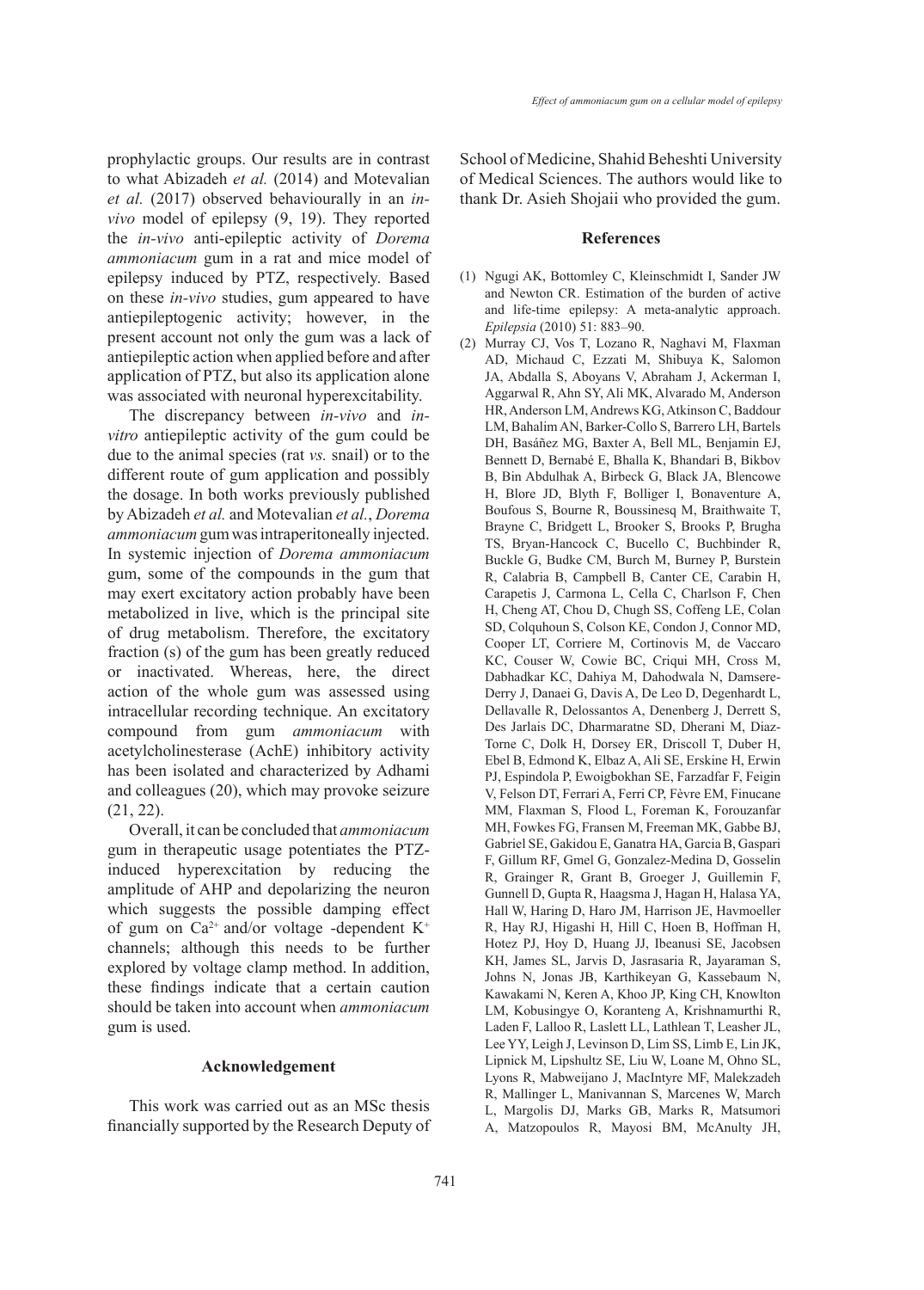prophylactic groups. Our results are in contrast to what Abizadeh *et al.* (2014) and Motevalian *et al.* (2017) observed behaviourally in an *in-vivo* model of epilepsy (9, 19). They reported the *in-vivo* anti-epileptic activity of *Dorema ammoniacum* gum in a rat and mice model of epilepsy induced by PTZ, respectively. Based on these *in-vivo* studies, gum appeared to have antiepileptogenic activity; however, in the present account not only the gum was a lack of antiepileptic action when applied before and after application of PTZ, but also its application alone was associated with neuronal hyperexcitability.

The discrepancy between *in-vivo* and *in-vitro* antiepileptic activity of the gum could be due to the animal species (rat *vs.* snail) or to the different route of gum application and possibly the dosage. In both works previously published by Abizadeh *et al.* and Motevalian *et al.*, *Dorema ammoniacum* gum was intraperitoneally injected. In systemic injection of *Dorema ammoniacum* gum, some of the compounds in the gum that may exert excitatory action probably have been metabolized in live, which is the principal site of drug metabolism. Therefore, the excitatory fraction (s) of the gum has been greatly reduced or inactivated. Whereas, here, the direct action of the whole gum was assessed using intracellular recording technique. An excitatory compound from gum *ammoniacum* with acetylcholinesterase (AchE) inhibitory activity has been isolated and characterized by Adhami and colleagues (20), which may provoke seizure (21, 22).

Overall, it can be concluded that *ammoniacum* gum in therapeutic usage potentiates the PTZ-induced hyperexcitation by reducing the amplitude of AHP and depolarizing the neuron which suggests the possible damping effect of gum on $Ca^{2+}$ and/or voltage -dependent $K^{+}$ channels; although this needs to be further explored by voltage clamp method. In addition, these findings indicate that a certain caution should be taken into account when *ammoniacum* gum is used.

## Acknowledgement

This work was carried out as an MSc thesis financially supported by the Research Deputy of School of Medicine, Shahid Beheshti University of Medical Sciences. The authors would like to thank Dr. Asieh Shojaii who provided the gum.

## References

(1) Ngugi AK, Bottomley C, Kleinschmidt I, Sander JW and Newton CR. Estimation of the burden of active and life-time epilepsy: A meta-analytic approach. *Epilepsia* (2010) 51: 883–90.

(2) Murray CJ, Vos T, Lozano R, Naghavi M, Flaxman AD, Michaud C, Ezzati M, Shibuya K, Salomon JA, Abdalla S, Aboyans V, Abraham J, Ackerman I, Aggarwal R, Ahn SY, Ali MK, Alvarado M, Anderson HR, Anderson LM, Andrews KG, Atkinson C, Baddour LM, Bahalim AN, Barker-Collo S, Barrero LH, Bartels DH, Basáñez MG, Baxter A, Bell ML, Benjamin EJ, Bennett D, Bernabé E, Bhalla K, Bhandari B, Bikbov B, Bin Abdulhak A, Birbeck G, Black JA, Blencowe H, Blore JD, Blyth F, Bolliger I, Bonaventure A, Boufous S, Bourne R, Boussinesq M, Braithwaite T, Brayne C, Bridgett L, Brooker S, Brooks P, Brugha TS, Bryan-Hancock C, Bucello C, Buchbinder R, Buckle G, Budke CM, Burch M, Burney P, Burstein R, Calabria B, Campbell B, Canter CE, Carabin H, Carapetis J, Carmona L, Cella C, Charlson F, Chen H, Cheng AT, Chou D, Chugh SS, Coffeng LE, Colan SD, Colquhoun S, Colson KE, Condon J, Connor MD, Cooper LT, Corriere M, Cortinovis M, de Vaccaro KC, Couser W, Cowie BC, Criqui MH, Cross M, Dabhadkar KC, Dahiya M, Dahodwala N, Damsere-Derry J, Danaei G, Davis A, De Leo D, Degenhardt L, Dellavalle R, Delossantos A, Denenberg J, Derrett S, Des Jarlais DC, Dharmaratne SD, Dherani M, Diaz-Torne C, Dolk H, Dorsey ER, Driscoll T, Duber H, Ebel B, Edmond K, Elbaz A, Ali SE, Erskine H, Erwin PJ, Espindola P, Ewoigbokhan SE, Farzadfar F, Feigin V, Felson DT, Ferrari A, Ferri CP, Fèvre EM, Finucane MM, Flaxman S, Flood L, Foreman K, Forouzanfar MH, Fowkes FG, Fransen M, Freeman MK, Gabbe BJ, Gabriel SE, Gakidou E, Ganatra HA, Garcia B, Gaspari F, Gillum RF, Gmel G, Gonzalez-Medina D, Gosselin R, Grainger R, Grant B, Groeger J, Guillemin F, Gunnell D, Gupta R, Haagsma J, Hagan H, Halasa YA, Hall W, Haring D, Haro JM, Harrison JE, Havmoeller R, Hay RJ, Higashi H, Hill C, Hoen B, Hoffman H, Hotez PJ, Hoy D, Huang JJ, Ibeanusi SE, Jacobsen KH, James SL, Jarvis D, Jasrasaria R, Jayaraman S, Johns N, Jonas JB, Karthikeyan G, Kassebaum N, Kawakami N, Keren A, Khoo JP, King CH, Knowlton LM, Kobusingye O, Koranteng A, Krishnamurthi R, Laden F, Lalloo R, Laslett LL, Lathlean T, Leasher JL, Lee YY, Leigh J, Levinson D, Lim SS, Limb E, Lin JK, Lipnick M, Lipshultz SE, Liu W, Loane M, Ohno SL, Lyons R, Mabweijano J, MacIntyre MF, Malekzadeh R, Mallinger L, Manivannan S, Marcenes W, March L, Margolis DJ, Marks GB, Marks R, Matsumori A, Matzopoulos R, Mayosi BM, McAnulty JH,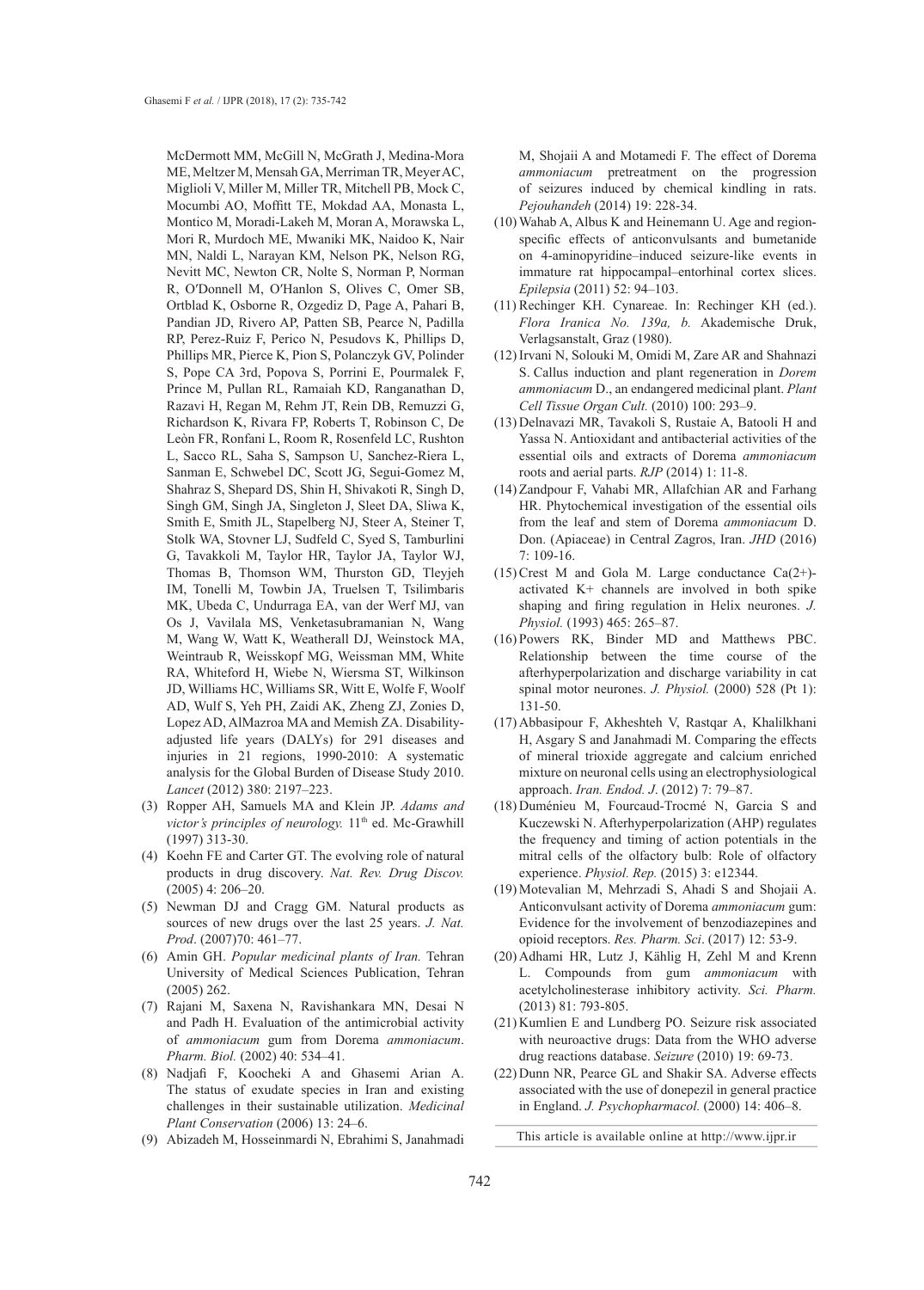McDermott MM, McGill N, McGrath J, Medina-Mora ME, Meltzer M, Mensah GA, Merriman TR, Meyer AC, Miglioli V, Miller M, Miller TR, Mitchell PB, Mock C, Mocumbi AO, Moffitt TE, Mokdad AA, Monasta L, Montico M, Moradi-Lakeh M, Moran A, Morawska L, Mori R, Murdoch ME, Mwaniki MK, Naidoo K, Nair MN, Naldi L, Narayan KM, Nelson PK, Nelson RG, Nevitt MC, Newton CR, Nolte S, Norman P, Norman R, O′Donnell M, O′Hanlon S, Olives C, Omer SB, Ortblad K, Osborne R, Ozgediz D, Page A, Pahari B, Pandian JD, Rivero AP, Patten SB, Pearce N, Padilla RP, Perez-Ruiz F, Perico N, Pesudovs K, Phillips D, Phillips MR, Pierce K, Pion S, Polanczyk GV, Polinder S, Pope CA 3rd, Popova S, Porrini E, Pourmalek F, Prince M, Pullan RL, Ramaiah KD, Ranganathan D, Razavi H, Regan M, Rehm JT, Rein DB, Remuzzi G, Richardson K, Rivara FP, Roberts T, Robinson C, De Leòn FR, Ronfani L, Room R, Rosenfeld LC, Rushton L, Sacco RL, Saha S, Sampson U, Sanchez-Riera L, Sanman E, Schwebel DC, Scott JG, Segui-Gomez M, Shahraz S, Shepard DS, Shin H, Shivakoti R, Singh D, Singh GM, Singh JA, Singleton J, Sleet DA, Sliwa K, Smith E, Smith JL, Stapelberg NJ, Steer A, Steiner T, Stolk WA, Stovner LJ, Sudfeld C, Syed S, Tamburlini G, Tavakkoli M, Taylor HR, Taylor JA, Taylor WJ, Thomas B, Thomson WM, Thurston GD, Tleyjeh IM, Tonelli M, Towbin JA, Truelsen T, Tsilimbaris MK, Ubeda C, Undurraga EA, van der Werf MJ, van Os J, Vavilala MS, Venketasubramanian N, Wang M, Wang W, Watt K, Weatherall DJ, Weinstock MA, Weintraub R, Weisskopf MG, Weissman MM, White RA, Whiteford H, Wiebe N, Wiersma ST, Wilkinson JD, Williams HC, Williams SR, Witt E, Wolfe F, Woolf AD, Wulf S, Yeh PH, Zaidi AK, Zheng ZJ, Zonies D, Lopez AD, AlMazroa MA and Memish ZA. Disability-adjusted life years (DALYs) for 291 diseases and injuries in 21 regions, 1990-2010: A systematic analysis for the Global Burden of Disease Study 2010. *Lancet* (2012) 380: 2197–223.

(3) Ropper AH, Samuels MA and Klein JP. *Adams and victor's principles of neurology.* 11th ed. Mc-Grawhill (1997) 313-30.

(4) Koehn FE and Carter GT. The evolving role of natural products in drug discovery. *Nat. Rev. Drug Discov.* (2005) 4: 206–20.

(5) Newman DJ and Cragg GM. Natural products as sources of new drugs over the last 25 years. *J. Nat. Prod*. (2007)70: 461–77.

(6) Amin GH. *Popular medicinal plants of Iran.* Tehran University of Medical Sciences Publication, Tehran (2005) 262.

(7) Rajani M, Saxena N, Ravishankara MN, Desai N and Padh H. Evaluation of the antimicrobial activity of *ammoniacum* gum from Dorema *ammoniacum*. *Pharm. Biol.* (2002) 40: 534–41.

(8) Nadjafi F, Koocheki A and Ghasemi Arian A. The status of exudate species in Iran and existing challenges in their sustainable utilization. *Medicinal Plant Conservation* (2006) 13: 24–6.

(9) Abizadeh M, Hosseinmardi N, Ebrahimi S, Janahmadi M, Shojaii A and Motamedi F. The effect of Dorema *ammoniacum* pretreatment on the progression of seizures induced by chemical kindling in rats. *Pejouhandeh* (2014) 19: 228-34.

(10) Wahab A, Albus K and Heinemann U. Age and region-specific effects of anticonvulsants and bumetanide on 4-aminopyridine–induced seizure-like events in immature rat hippocampal–entorhinal cortex slices. *Epilepsia* (2011) 52: 94–103.

(11) Rechinger KH. Cynareae. In: Rechinger KH (ed.). *Flora Iranica No. 139a, b.* Akademische Druk, Verlagsanstalt, Graz (1980).

(12) Irvani N, Solouki M, Omidi M, Zare AR and Shahnazi S. Callus induction and plant regeneration in *Dorem ammoniacum* D., an endangered medicinal plant. *Plant Cell Tissue Organ Cult.* (2010) 100: 293–9.

(13) Delnavazi MR, Tavakoli S, Rustaie A, Batooli H and Yassa N. Antioxidant and antibacterial activities of the essential oils and extracts of Dorema *ammoniacum* roots and aerial parts. *RJP* (2014) 1: 11-8.

(14) Zandpour F, Vahabi MR, Allafchian AR and Farhang HR. Phytochemical investigation of the essential oils from the leaf and stem of Dorema *ammoniacum* D. Don. (Apiaceae) in Central Zagros, Iran. *JHD* (2016) 7: 109-16.

(15) Crest M and Gola M. Large conductance Ca(2+)-activated K+ channels are involved in both spike shaping and firing regulation in Helix neurones. *J. Physiol.* (1993) 465: 265–87.

(16) Powers RK, Binder MD and Matthews PBC. Relationship between the time course of the afterhyperpolarization and discharge variability in cat spinal motor neurones. *J. Physiol.* (2000) 528 (Pt 1): 131-50.

(17) Abbasipour F, Akheshteh V, Rastqar A, Khalilkhani H, Asgary S and Janahmadi M. Comparing the effects of mineral trioxide aggregate and calcium enriched mixture on neuronal cells using an electrophysiological approach. *Iran. Endod. J*. (2012) 7: 79–87.

(18) Duménieu M, Fourcaud-Trocmé N, Garcia S and Kuczewski N. Afterhyperpolarization (AHP) regulates the frequency and timing of action potentials in the mitral cells of the olfactory bulb: Role of olfactory experience. *Physiol. Rep.* (2015) 3: e12344.

(19) Motevalian M, Mehrzadi S, Ahadi S and Shojaii A. Anticonvulsant activity of Dorema *ammoniacum* gum: Evidence for the involvement of benzodiazepines and opioid receptors. *Res. Pharm. Sci*. (2017) 12: 53-9.

(20) Adhami HR, Lutz J, Kählig H, Zehl M and Krenn L. Compounds from gum *ammoniacum* with acetylcholinesterase inhibitory activity. *Sci. Pharm.* (2013) 81: 793-805.

(21) Kumlien E and Lundberg PO. Seizure risk associated with neuroactive drugs: Data from the WHO adverse drug reactions database. *Seizure* (2010) 19: 69-73.

(22) Dunn NR, Pearce GL and Shakir SA. Adverse effects associated with the use of donepezil in general practice in England. *J. Psychopharmacol.* (2000) 14: 406–8.

This article is available online at http://www.ijpr.ir